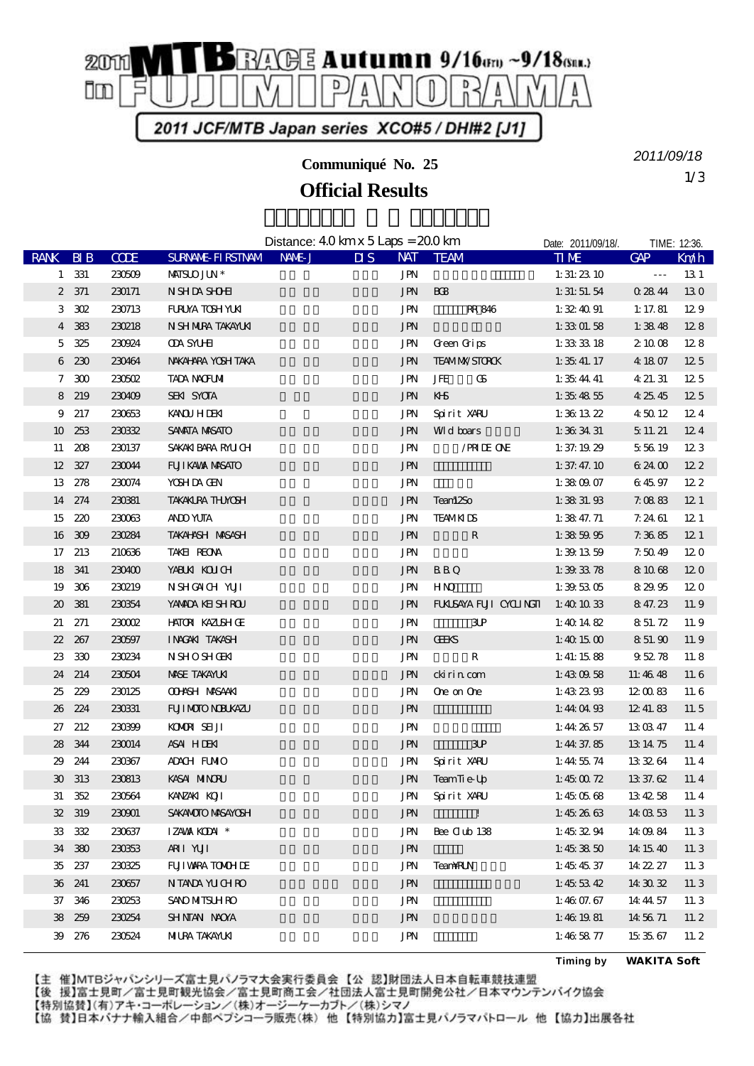# 2011 MTB RACE Autumn 9/16(Fri) ~9/18(Sun.) in FUJIPANORAMA

2011 JCF/MTB Japan series XCO#5 / DHI#2 [J1]

2011/09/18

**Communiqué No. 25**

## Official Results

Distance: 4.0 km x 5 Laps = 20.0 km

Date: 2011/09/18/. TIME: 12:36.

| RANK | BIB | CODE | SURNAME-FIRSTNAM | NAME-J | DIS | NAT | TEAM | TIME | GAP | Km/h |
|---|---|---|---|---|---|---|---|---|---|---|
| 1 | 331 | 230509 | MATSUO JUN * | | | JPN | | 1:31:23.10 | --- | 13.1 |
| 2 | 371 | 230171 | NISHIDA SHOHEI | | | JPN | BGB | 1:31:51.54 | 0:28.44 | 13.0 |
| 3 | 302 | 230713 | FURUYA TOSHIYUKI | | | JPN | RR 846 | 1:32:40.91 | 1:17.81 | 12.9 |
| 4 | 383 | 230218 | NISHIMURA TAKAYUKI | | | JPN | | 1:33:01.58 | 1:38.48 | 12.8 |
| 5 | 325 | 230924 | ODA SYUHEI | | | JPN | Green Grips | 1:33:33.18 | 2:10.08 | 12.8 |
| 6 | 230 | 230464 | NAKAHARA YOSHITAKA | | | JPN | TEAM MX/STORCK | 1:35:41.17 | 4:18.07 | 12.5 |
| 7 | 300 | 230502 | TADA NAOFUMI | | | JPN | JFE GS | 1:35:44.41 | 4:21.31 | 12.5 |
| 8 | 219 | 230409 | SEKI SYOTA | | | JPN | KHS | 1:35:48.55 | 4:25.45 | 12.5 |
| 9 | 217 | 230653 | KANOU HIDEKI | | | JPN | Spirit XARU | 1:36:13.22 | 4:50.12 | 12.4 |
| 10 | 253 | 230332 | SAMATA MASATO | | | JPN | Wild boars | 1:36:34.31 | 5:11.21 | 12.4 |
| 11 | 208 | 230137 | SAKAKIBARA RYUICHI | | | JPN | /PRIDE ONE | 1:37:19.29 | 5:56.19 | 12.3 |
| 12 | 327 | 230044 | FUJIKAWA MASATO | | | JPN | | 1:37:47.10 | 6:24.00 | 12.2 |
| 13 | 278 | 230074 | YOSHIDA GEN | | | JPN | | 1:38:09.07 | 6:45.97 | 12.2 |
| 14 | 274 | 230381 | TAKAKURA THUYOSHI | | | JPN | Team12So | 1:38:31.93 | 7:08.83 | 12.1 |
| 15 | 220 | 230063 | ANDO YUTA | | | JPN | TEAM KIDS | 1:38:47.71 | 7:24.61 | 12.1 |
| 16 | 309 | 230284 | TAKAHASHI MASASHI | | | JPN | R | 1:38:59.95 | 7:36.85 | 12.1 |
| 17 | 213 | 210636 | TAKEI REONA | | | JPN | | 1:39:13.59 | 7:50.49 | 12.0 |
| 18 | 341 | 230400 | YABUKI KOUICHI | | | JPN | B.B.Q | 1:39:33.78 | 8:10.68 | 12.0 |
| 19 | 306 | 230219 | NISHIGAICHI YUJI | | | JPN | HINO | 1:39:53.05 | 8:29.95 | 12.0 |
| 20 | 381 | 230354 | YAMADA KEISHIROU | | | JPN | FUKUSAYA FUJI CYCLINGTI | 1:40:10.33 | 8:47.23 | 11.9 |
| 21 | 271 | 230002 | HATORI KAZUSHIGE | | | JPN | 3UP | 1:40:14.82 | 8:51.72 | 11.9 |
| 22 | 267 | 230597 | INAGAKI TAKASHI | | | JPN | GEEKS | 1:40:15.00 | 8:51.90 | 11.9 |
| 23 | 330 | 230234 | NISHIOSHIGEKI | | | JPN | R | 1:41:15.88 | 9:52.78 | 11.8 |
| 24 | 214 | 230504 | MASE TAKAYUKI | | | JPN | ckirin.com | 1:43:09.58 | 11:46.48 | 11.6 |
| 25 | 229 | 230125 | OOHASHI MASAAKI | | | JPN | One on One | 1:43:23.93 | 12:00.83 | 11.6 |
| 26 | 224 | 230331 | FUJIMOTO NOBUKAZU | | | JPN | | 1:44:04.93 | 12:41.83 | 11.5 |
| 27 | 212 | 230399 | KOMORI SEIJI | | | JPN | | 1:44:26.57 | 13:03.47 | 11.4 |
| 28 | 344 | 230014 | ASAI HIDEKI | | | JPN | 3UP | 1:44:37.85 | 13:14.75 | 11.4 |
| 29 | 244 | 230367 | ADACHI FUMIO | | | JPN | Spirit XARU | 1:44:55.74 | 13:32.64 | 11.4 |
| 30 | 313 | 230813 | KASAI MINORU | | | JPN | TeamTie-Up | 1:45:00.72 | 13:37.62 | 11.4 |
| 31 | 352 | 230564 | KANZAKI KOJI | | | JPN | Spirit XARU | 1:45:05.68 | 13:42.58 | 11.4 |
| 32 | 319 | 230901 | SAKAMOTO MASAYOSHI | | | JPN | ! | 1:45:26.63 | 14:03.53 | 11.3 |
| 33 | 332 | 230637 | IZAWA KODAI * | | | JPN | Bee Club 138 | 1:45:32.94 | 14:09.84 | 11.3 |
| 34 | 380 | 230353 | ARII YUJI | | | JPN | | 1:45:38.50 | 14:15.40 | 11.3 |
| 35 | 237 | 230325 | FUJIWARA TOMOHIDE | | | JPN | TeamYRUN | 1:45:45.37 | 14:22.27 | 11.3 |
| 36 | 241 | 230657 | NITANDA YUICHIRO | | | JPN | | 1:45:53.42 | 14:30.32 | 11.3 |
| 37 | 346 | 230253 | SANO MITSUHIRO | | | JPN | | 1:46:07.67 | 14:44.57 | 11.3 |
| 38 | 259 | 230254 | SHINTANI NAOYA | | | JPN | | 1:46:19.81 | 14:56.71 | 11.2 |
| 39 | 276 | 230524 | MIURA TAKAYUKI | | | JPN | | 1:46:58.77 | 15:35.67 | 11.2 |

Timing by **WAKITA Soft**

【主 催】MTBジャパンシリーズ富士見パノラマ大会実行委員会 【公 認】財団法人日本自転車競技連盟
【後 援】富士見町／富士見町観光協会／富士見町商工会／社団法人富士見町開発公社／日本マウンテンバイク協会
【特別協賛】(有)アキ・コーポレーション／(株)オージーケーカブト／(株)シマノ
【協 賛】日本バナナ輸入組合／中部ペプシコーラ販売(株) 他 【特別協力】富士見パノラマパトロール 他 【協力】出展各社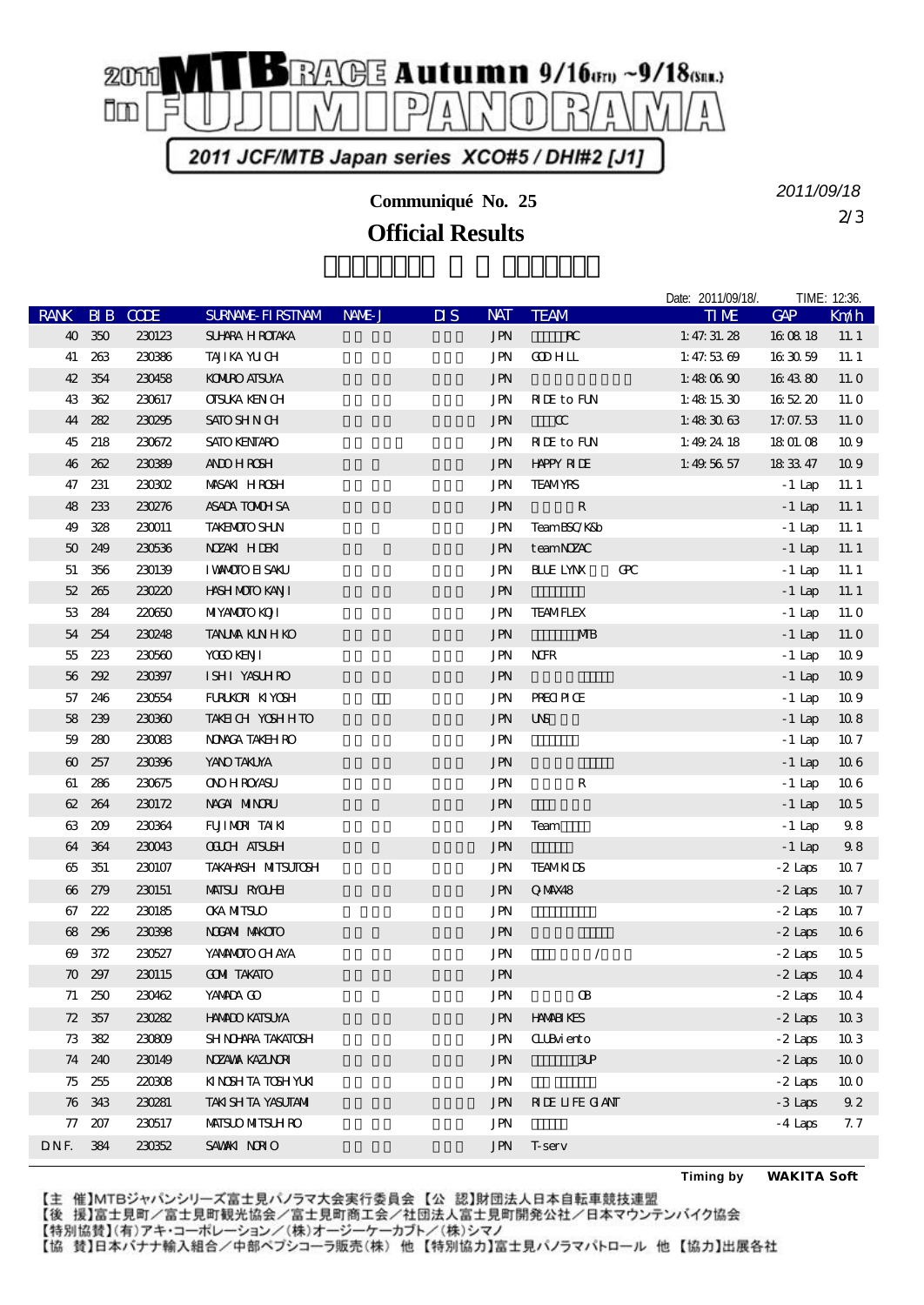# 2011 MTB RACE Autumn 9/16(Fri) ~9/18(Sun.) in FUJIMIPANORAMA

2011 JCF/MTB Japan series XCO#5 / DHI#2 [J1]

2011/09/18

## Communiqué No. 25

## Official Results

Date: 2011/09/18/. TIME: 12:36.

| RANK | BIB | CODE | SURNAME-FIRSTNAME | NAME-J | DIS | NAT | TEAM | TIME | GAP | Km/h |
|---|---|---|---|---|---|---|---|---|---|---|
| 40 | 350 | 230123 | SUHARA HIROTAKA | | | JPN | RC | 1:47:31.28 | 16:08.18 | 11.1 |
| 41 | 263 | 230386 | TAJIKA YUICHI | | | JPN | GOD HILL | 1:47:53.69 | 16:30.59 | 11.1 |
| 42 | 354 | 230458 | KOMURO ATSUYA | | | JPN | | 1:48:06.90 | 16:43.80 | 11.0 |
| 43 | 362 | 230617 | OTSUKA KENICHI | | | JPN | RIDE to FUN | 1:48:15.30 | 16:52.20 | 11.0 |
| 44 | 282 | 230295 | SATO SHINICHI | | | JPN | CC | 1:48:30.63 | 17:07.53 | 11.0 |
| 45 | 218 | 230672 | SATO KENTARO | | | JPN | RIDE to FUN | 1:49:24.18 | 18:01.08 | 10.9 |
| 46 | 262 | 230389 | ANDO HIROSHI | | | JPN | HAPPY RIDE | 1:49:56.57 | 18:33.47 | 10.9 |
| 47 | 231 | 230302 | MASAKI HIROSHI | | | JPN | TEAM YRS | | -1 Lap | 11.1 |
| 48 | 233 | 230276 | ASADA TOMOHISA | | | JPN | R | | -1 Lap | 11.1 |
| 49 | 328 | 230011 | TAKEMOTO SHUN | | | JPN | Team BSC/K&b | | -1 Lap | 11.1 |
| 50 | 249 | 230536 | NOZAKI HIDEKI | | | JPN | team NOZAC | | -1 Lap | 11.1 |
| 51 | 356 | 230139 | IWAMOTO EISAKU | | | JPN | BLUE LYNX GPC | | -1 Lap | 11.1 |
| 52 | 265 | 230220 | HASHIMOTO KANJI | | | JPN | | | -1 Lap | 11.1 |
| 53 | 284 | 220650 | MIYAMOTO KOJI | | | JPN | TEAM FLEX | | -1 Lap | 11.0 |
| 54 | 254 | 230248 | TANUMA KUNIHIKO | | | JPN | MTB | | -1 Lap | 11.0 |
| 55 | 223 | 230560 | YOGO KENJI | | | JPN | NCFR | | -1 Lap | 10.9 |
| 56 | 292 | 230397 | ISHII YASUHIRO | | | JPN | | | -1 Lap | 10.9 |
| 57 | 246 | 230554 | FURUKORI KIYOSHI | | | JPN | PRECIPICE | | -1 Lap | 10.9 |
| 58 | 239 | 230360 | TAKEICHI YOSHIHITO | | | JPN | UNS | | -1 Lap | 10.8 |
| 59 | 280 | 230083 | NONAGA TAKEHIRO | | | JPN | | | -1 Lap | 10.7 |
| 60 | 257 | 230396 | YANO TAKUYA | | | JPN | | | -1 Lap | 10.6 |
| 61 | 286 | 230675 | ONO HIROYASU | | | JPN | R | | -1 Lap | 10.6 |
| 62 | 264 | 230172 | NAGAI MINORU | | | JPN | | | -1 Lap | 10.5 |
| 63 | 209 | 230364 | FUJIMORI TAIKI | | | JPN | Team | | -1 Lap | 9.8 |
| 64 | 364 | 230043 | OGUCHI ATSUSHI | | | JPN | | | -1 Lap | 9.8 |
| 65 | 351 | 230107 | TAKAHASHI MITSUTOSHI | | | JPN | TEAM KIDS | | -2 Laps | 10.7 |
| 66 | 279 | 230151 | MATSUI RYOUHEI | | | JPN | Q-MAX48 | | -2 Laps | 10.7 |
| 67 | 222 | 230185 | OKA MITSUO | | | JPN | | | -2 Laps | 10.7 |
| 68 | 296 | 230398 | NOGAMI MAKOTO | | | JPN | | | -2 Laps | 10.6 |
| 69 | 372 | 230527 | YAMAMOTO CHIAYA | | | JPN | / | | -2 Laps | 10.5 |
| 70 | 297 | 230115 | GOMI TAKATO | | | JPN | | | -2 Laps | 10.4 |
| 71 | 250 | 230462 | YAMADA GO | | | JPN | OB | | -2 Laps | 10.4 |
| 72 | 357 | 230282 | HAMADO KATSUYA | | | JPN | HAMABIKES | | -2 Laps | 10.3 |
| 73 | 382 | 230809 | SHINOHARA TAKATOSHI | | | JPN | CLUBviento | | -2 Laps | 10.3 |
| 74 | 240 | 230149 | NOZAWA KAZUNORI | | | JPN | 3UP | | -2 Laps | 10.0 |
| 75 | 255 | 220308 | KINOSHITA TOSHIYUKI | | | JPN | | | -2 Laps | 10.0 |
| 76 | 343 | 230281 | TAKISHITA YASUTAMI | | | JPN | RIDE LIFE GIANT | | -3 Laps | 9.2 |
| 77 | 207 | 230517 | MATSUO MITSUHIRO | | | JPN | | | -4 Laps | 7.7 |
| DNF. | 384 | 230352 | SAWAKI NORIO | | | JPN | T-serv | | | |

Timing by WAKITA Soft

【主 催】MTBジャパンシリーズ富士見パノラマ大会実行委員会 【公 認】財団法人日本自転車競技連盟
【後 援】富士見町／富士見町観光協会／富士見町商工会／社団法人富士見町開発公社／日本マウンテンバイク協会
【特別協賛】(有)アキ・コーポレーション／(株)オージーケーカブト／(株)シマノ
【協 賛】日本バナナ輸入組合／中部ペプシコーラ販売(株) 他 【特別協力】富士見パノラマパトロール 他 【協力】出展各社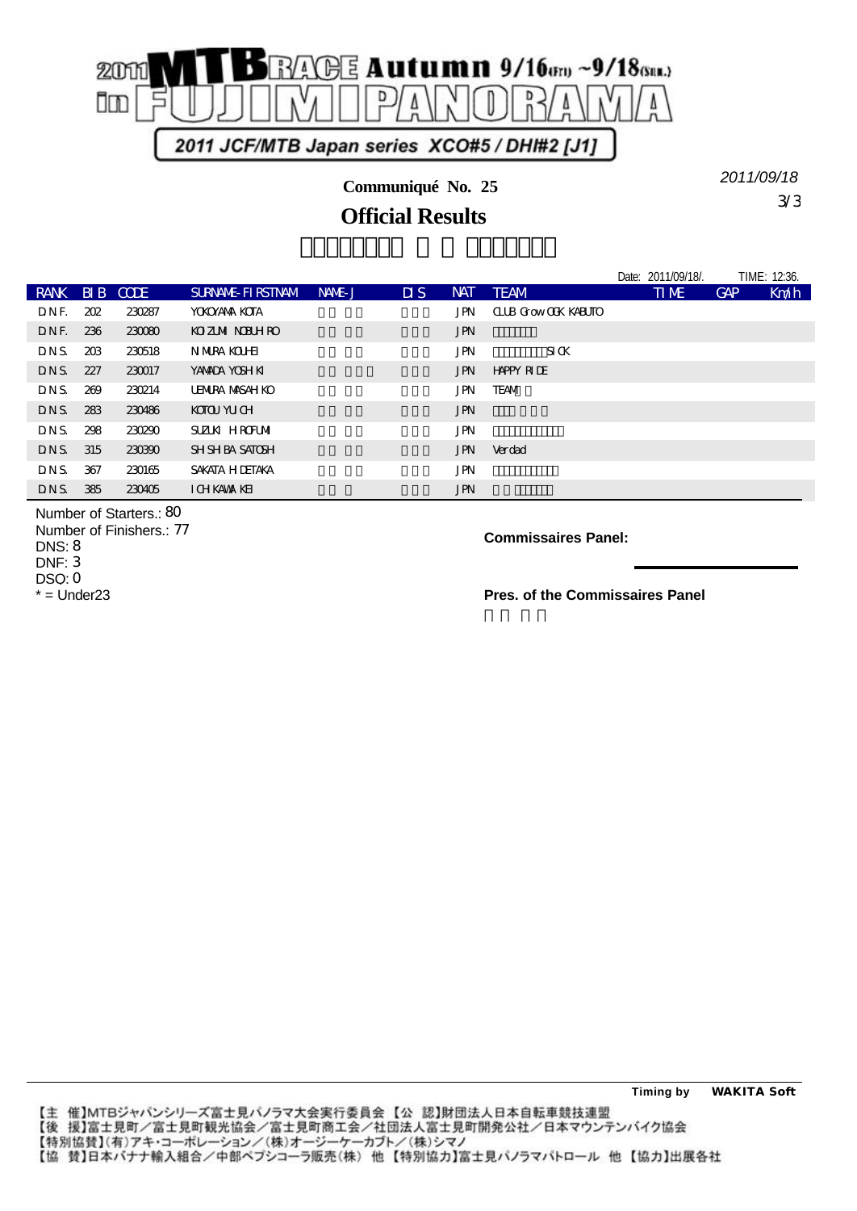# 2011 MTB RACE Autumn 9/16(Fri) ~9/18(Sun.) in FUJIMIPANORAMA

2011 JCF/MTB Japan series XCO#5 / DHI#2 [J1]

**Communiqué No. 25**

2011/09/18

## Official Results

Date: 2011/09/18/. TIME: 12:36.

| RANK | BIB | CODE | SURNAME-FIRSTNAM | NAME-J | DIS | NAT | TEAM | TIME | GAP | Km/h |
|---|---|---|---|---|---|---|---|---|---|---|
| D.N.F. | 202 | 230287 | YOKOYAMA KOTA | | | JPN | CLUB Grow OGK KABUTO | | | |
| D.N.F. | 236 | 230080 | KOIZUMI NOBUHIRO | | | JPN | | | | |
| D.N.S. | 203 | 230518 | NIMURA KOUHEI | | | JPN | SICK | | | |
| D.N.S. | 227 | 230017 | YAMADA YOSHIKI | | | JPN | HAPPY RIDE | | | |
| D.N.S. | 269 | 230214 | UEMURA MASAHIKO | | | JPN | TEAM | | | |
| D.N.S. | 283 | 230486 | KOTOU YUICHI | | | JPN | | | | |
| D.N.S. | 298 | 230290 | SUZUKI HIROFUMI | | | JPN | | | | |
| D.N.S. | 315 | 230390 | SHISHIBA SATOSHI | | | JPN | Verdad | | | |
| D.N.S. | 367 | 230165 | SAKATA HIDETAKA | | | JPN | | | | |
| D.N.S. | 385 | 230405 | ICHIKAWA KEI | | | JPN | | | | |

Number of Starters.: 80
Number of Finishers.: 77
DNS: 8
DNF: 3
DSO: 0
* = Under23

**Commissaires Panel:**

**Pres. of the Commissaires Panel**

Timing by WAKITA Soft

【主 催】MTBジャパンシリーズ富士見パノラマ大会実行委員会 【公 認】財団法人日本自転車競技連盟
【後 援】富士見町／富士見町観光協会／富士見町商工会／社団法人富士見町開発公社／日本マウンテンバイク協会
【特別協賛】(有)アキ・コーポレーション／(株)オージーケーカブト／(株)シマノ
【協 賛】日本バナナ輸入組合／中部ペプシコーラ販売(株) 他 【特別協力】富士見パノラマパトロール 他 【協力】出展各社